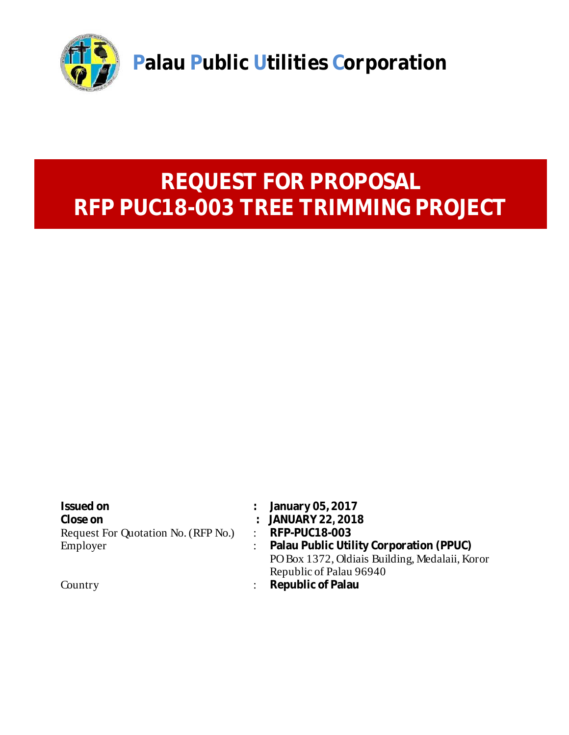# Palau Public Utilities Corporation

# REQUEST FOR PROPOSAL
# RFP PUC18-003 TREE TRIMMING PROJECT

| | | |
|---|---|---|
| **Issued on** | **:** | **January 05, 2017** |
| **Close on** | **:** | **JANUARY 22, 2018** |
| Request For Quotation No. (RFP No.) | : | **RFP-PUC18-003** |
| Employer | : | **Palau Public Utility Corporation (PPUC)**<br>PO Box 1372, Oldiais Building, Medalaii, Koror<br>Republic of Palau 96940 |
| Country | : | **Republic of Palau** |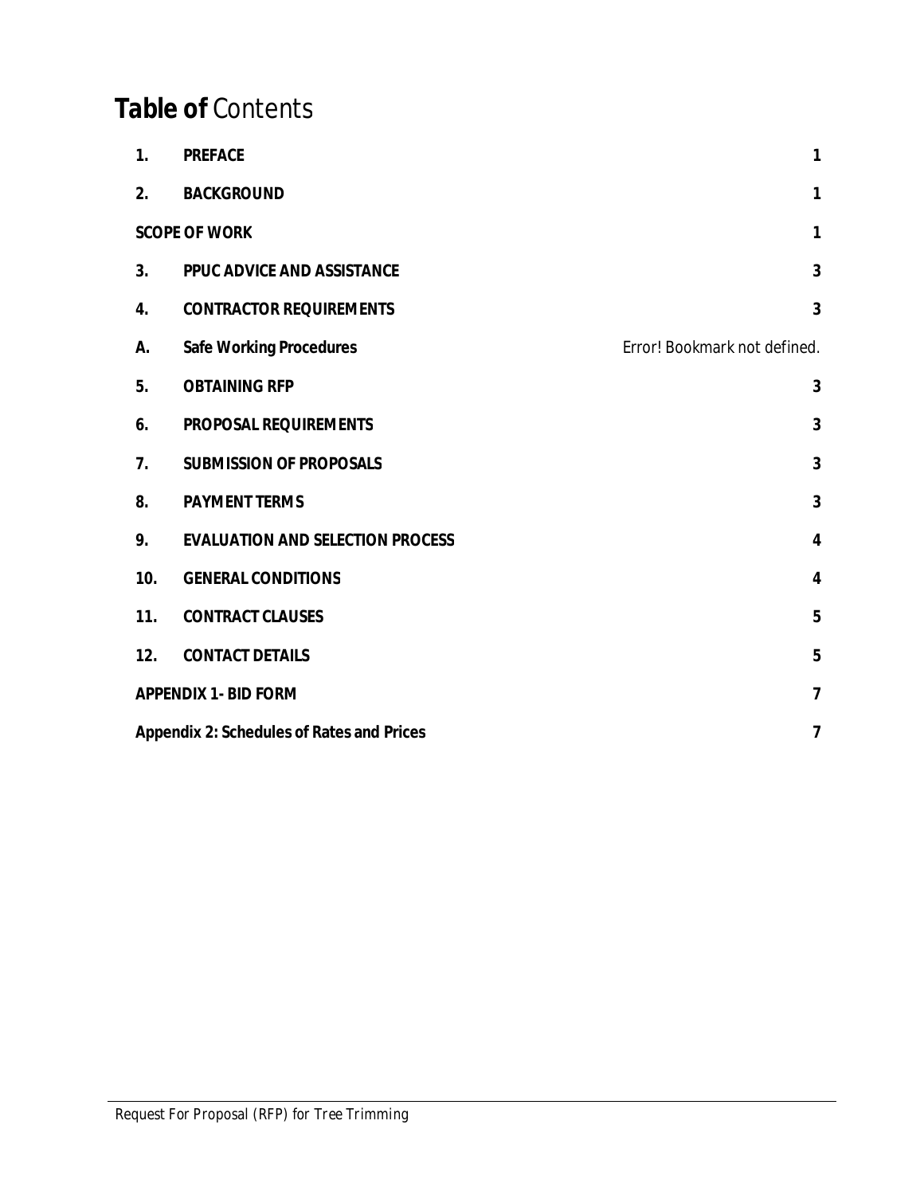# **Table of** Contents

| | | |
|---|---|---|
| 1. | PREFACE | 1 |
| 2. | BACKGROUND | 1 |
| SCOPE OF WORK | | 1 |
| 3. | PPUC ADVICE AND ASSISTANCE | 3 |
| 4. | CONTRACTOR REQUIREMENTS | 3 |
| A. | Safe Working Procedures | Error! Bookmark not defined. |
| 5. | OBTAINING RFP | 3 |
| 6. | PROPOSAL REQUIREMENTS | 3 |
| 7. | SUBMISSION OF PROPOSALS | 3 |
| 8. | PAYMENT TERMS | 3 |
| 9. | EVALUATION AND SELECTION PROCESS | 4 |
| 10. | GENERAL CONDITIONS | 4 |
| 11. | CONTRACT CLAUSES | 5 |
| 12. | CONTACT DETAILS | 5 |
| APPENDIX 1- BID FORM | | 7 |
| Appendix 2: Schedules of Rates and Prices | | 7 |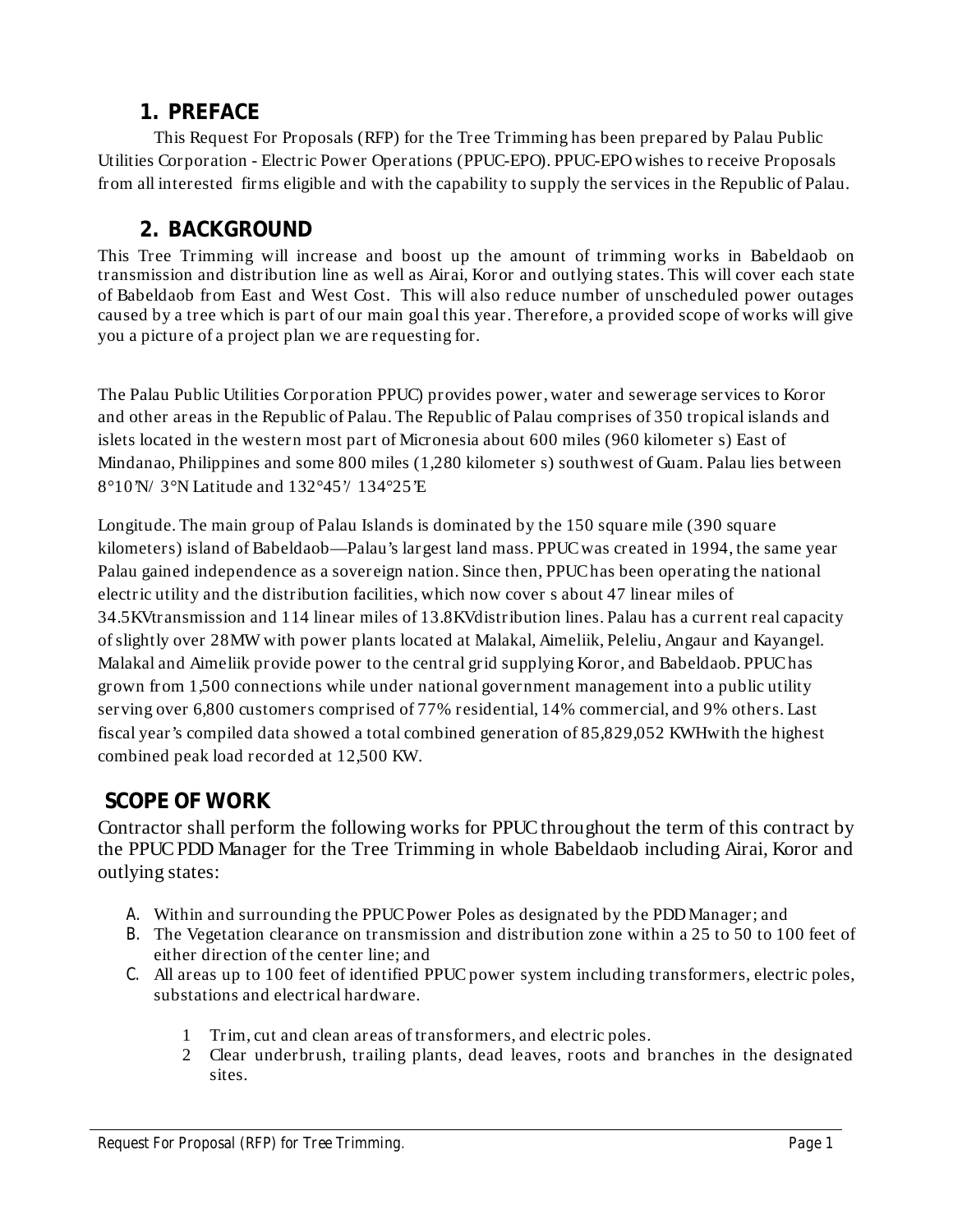## 1. PREFACE

This Request For Proposals (RFP) for the Tree Trimming has been prepared by Palau Public Utilities Corporation - Electric Power Operations (PPUC-EPO). PPUC-EPO wishes to receive Proposals from all interested firms eligible and with the capability to supply the services in the Republic of Palau.

## 2. BACKGROUND

This Tree Trimming will increase and boost up the amount of trimming works in Babeldaob on transmission and distribution line as well as Airai, Koror and outlying states. This will cover each state of Babeldaob from East and West Cost. This will also reduce number of unscheduled power outages caused by a tree which is part of our main goal this year. Therefore, a provided scope of works will give you a picture of a project plan we are requesting for.

The Palau Public Utilities Corporation PPUC) provides power, water and sewerage services to Koror and other areas in the Republic of Palau. The Republic of Palau comprises of 350 tropical islands and islets located in the western most part of Micronesia about 600 miles (960 kilometer s) East of Mindanao, Philippines and some 800 miles (1,280 kilometer s) southwest of Guam. Palau lies between 8°10'N/ 3°N Latitude and 132°45'/ 134°25'E

Longitude. The main group of Palau Islands is dominated by the 150 square mile (390 square kilometers) island of Babeldaob—Palau's largest land mass. PPUC was created in 1994, the same year Palau gained independence as a sovereign nation. Since then, PPUC has been operating the national electric utility and the distribution facilities, which now cover s about 47 linear miles of 34.5KVtransmission and 114 linear miles of 13.8KVdistribution lines. Palau has a current real capacity of slightly over 28MW with power plants located at Malakal, Aimeliik, Peleliu, Angaur and Kayangel. Malakal and Aimeliik provide power to the central grid supplying Koror, and Babeldaob. PPUC has grown from 1,500 connections while under national government management into a public utility serving over 6,800 customers comprised of 77% residential, 14% commercial, and 9% others. Last fiscal year's compiled data showed a total combined generation of 85,829,052 KWHwith the highest combined peak load recorded at 12,500 KW.

## SCOPE OF WORK

Contractor shall perform the following works for PPUC throughout the term of this contract by the PPUC PDD Manager for the Tree Trimming in whole Babeldaob including Airai, Koror and outlying states:

A. Within and surrounding the PPUC Power Poles as designated by the PDD Manager; and
B. The Vegetation clearance on transmission and distribution zone within a 25 to 50 to 100 feet of either direction of the center line; and
C. All areas up to 100 feet of identified PPUC power system including transformers, electric poles, substations and electrical hardware.

    1 Trim, cut and clean areas of transformers, and electric poles.
    2 Clear underbrush, trailing plants, dead leaves, roots and branches in the designated sites.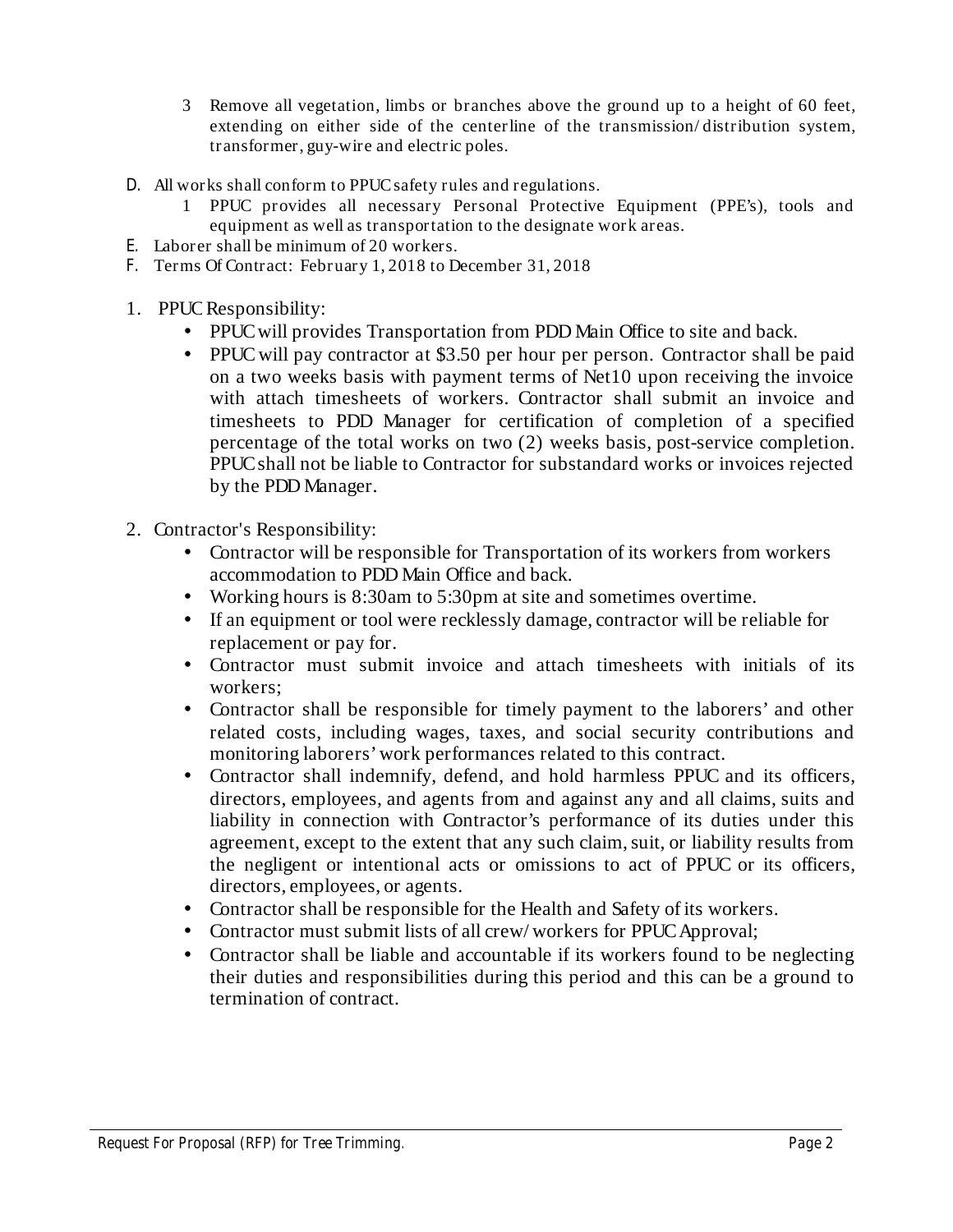3 Remove all vegetation, limbs or branches above the ground up to a height of 60 feet, extending on either side of the centerline of the transmission/distribution system, transformer, guy-wire and electric poles.

D. All works shall conform to PPUC safety rules and regulations.
    1 PPUC provides all necessary Personal Protective Equipment (PPE's), tools and equipment as well as transportation to the designate work areas.

E. Laborer shall be minimum of 20 workers.

F. Terms Of Contract: February 1, 2018 to December 31, 2018

1. PPUC Responsibility:
    - PPUC will provides Transportation from PDD Main Office to site and back.
    - PPUC will pay contractor at $3.50 per hour per person. Contractor shall be paid on a two weeks basis with payment terms of Net10 upon receiving the invoice with attach timesheets of workers. Contractor shall submit an invoice and timesheets to PDD Manager for certification of completion of a specified percentage of the total works on two (2) weeks basis, post-service completion. PPUC shall not be liable to Contractor for substandard works or invoices rejected by the PDD Manager.

2. Contractor's Responsibility:
    - Contractor will be responsible for Transportation of its workers from workers accommodation to PDD Main Office and back.
    - Working hours is 8:30am to 5:30pm at site and sometimes overtime.
    - If an equipment or tool were recklessly damage, contractor will be reliable for replacement or pay for.
    - Contractor must submit invoice and attach timesheets with initials of its workers;
    - Contractor shall be responsible for timely payment to the laborers' and other related costs, including wages, taxes, and social security contributions and monitoring laborers' work performances related to this contract.
    - Contractor shall indemnify, defend, and hold harmless PPUC and its officers, directors, employees, and agents from and against any and all claims, suits and liability in connection with Contractor's performance of its duties under this agreement, except to the extent that any such claim, suit, or liability results from the negligent or intentional acts or omissions to act of PPUC or its officers, directors, employees, or agents.
    - Contractor shall be responsible for the Health and Safety of its workers.
    - Contractor must submit lists of all crew/workers for PPUC Approval;
    - Contractor shall be liable and accountable if its workers found to be neglecting their duties and responsibilities during this period and this can be a ground to termination of contract.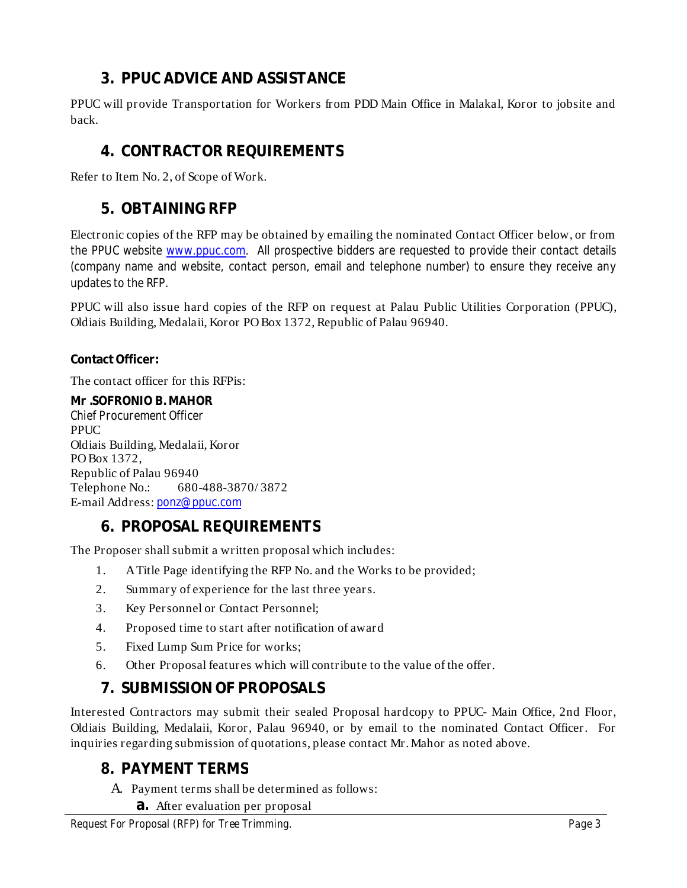## 3. PPUC ADVICE AND ASSISTANCE

PPUC will provide Transportation for Workers from PDD Main Office in Malakal, Koror to jobsite and back.

## 4. CONTRACTOR REQUIREMENTS

Refer to Item No. 2, of Scope of Work.

## 5. OBTAINING RFP

Electronic copies of the RFP may be obtained by emailing the nominated Contact Officer below, or from the PPUC website [www.ppuc.com](http://www.ppuc.com). All prospective bidders are requested to provide their contact details (company name and website, contact person, email and telephone number) to ensure they receive any updates to the RFP.

PPUC will also issue hard copies of the RFP on request at Palau Public Utilities Corporation (PPUC), Oldiais Building, Medalaii, Koror PO Box 1372, Republic of Palau 96940.

**Contact Officer:**

The contact officer for this RFPis:

**Mr .SOFRONIO B. MAHOR**
Chief Procurement Officer
PPUC
Oldiais Building, Medalaii, Koror
PO Box 1372,
Republic of Palau 96940
Telephone No.: 680-488-3870/3872
E-mail Address: [ponz@ppuc.com](mailto:ponz@ppuc.com)

## 6. PROPOSAL REQUIREMENTS

The Proposer shall submit a written proposal which includes:

1. A Title Page identifying the RFP No. and the Works to be provided;
2. Summary of experience for the last three years.
3. Key Personnel or Contact Personnel;
4. Proposed time to start after notification of award
5. Fixed Lump Sum Price for works;
6. Other Proposal features which will contribute to the value of the offer.

## 7. SUBMISSION OF PROPOSALS

Interested Contractors may submit their sealed Proposal hardcopy to PPUC- Main Office, 2nd Floor, Oldiais Building, Medalaii, Koror, Palau 96940, or by email to the nominated Contact Officer. For inquiries regarding submission of quotations, please contact Mr. Mahor as noted above.

## 8. PAYMENT TERMS

A. Payment terms shall be determined as follows:

**a.** After evaluation per proposal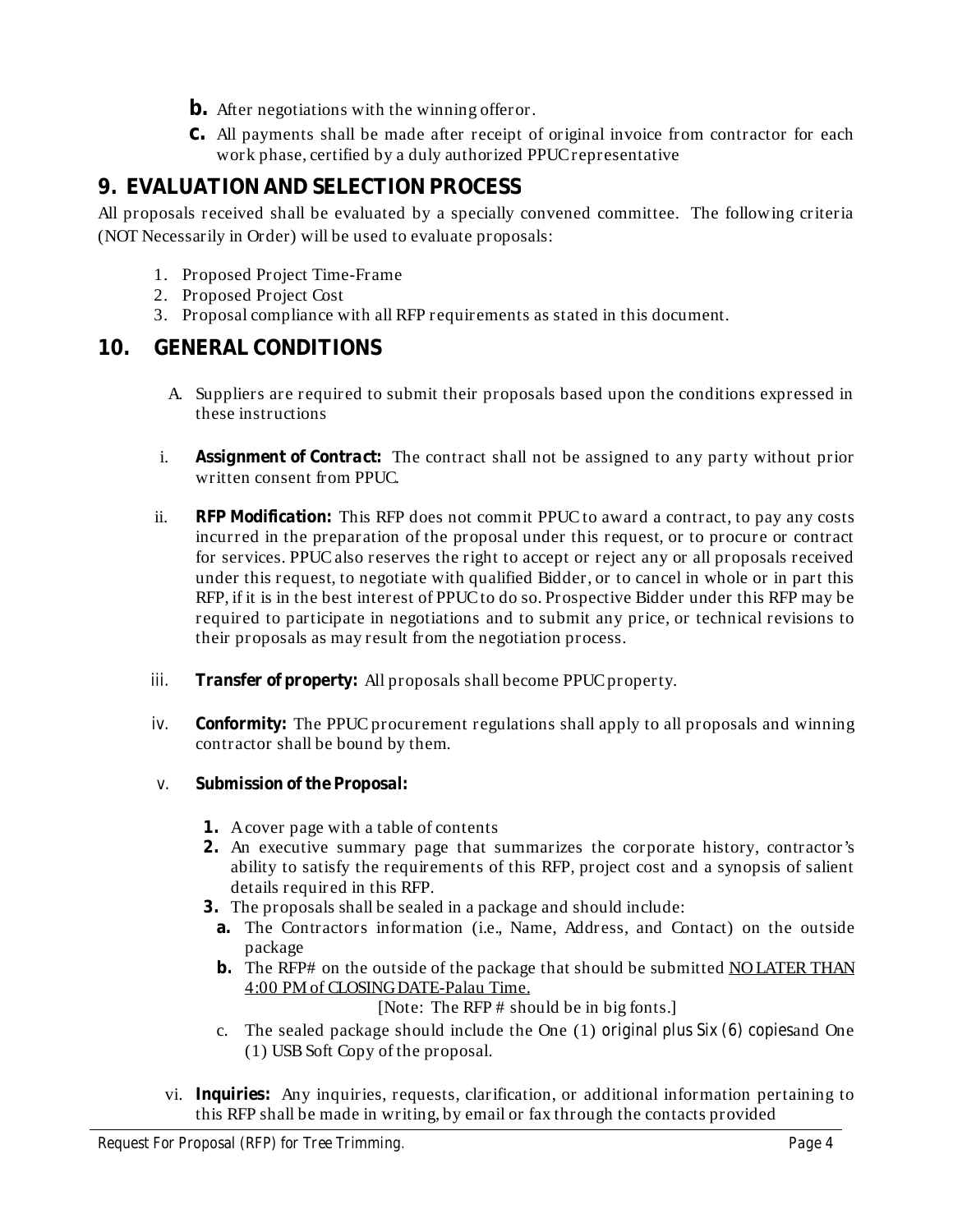**b.** After negotiations with the winning offeror.

**c.** All payments shall be made after receipt of original invoice from contractor for each work phase, certified by a duly authorized PPUC representative

## 9. EVALUATION AND SELECTION PROCESS

All proposals received shall be evaluated by a specially convened committee. The following criteria (NOT Necessarily in Order) will be used to evaluate proposals:

1. Proposed Project Time-Frame
2. Proposed Project Cost
3. Proposal compliance with all RFP requirements as stated in this document.

## 10. GENERAL CONDITIONS

A. Suppliers are required to submit their proposals based upon the conditions expressed in these instructions

i. **Assignment of Contract:** The contract shall not be assigned to any party without prior written consent from PPUC.

ii. **RFP Modification:** This RFP does not commit PPUC to award a contract, to pay any costs incurred in the preparation of the proposal under this request, or to procure or contract for services. PPUC also reserves the right to accept or reject any or all proposals received under this request, to negotiate with qualified Bidder, or to cancel in whole or in part this RFP, if it is in the best interest of PPUC to do so. Prospective Bidder under this RFP may be required to participate in negotiations and to submit any price, or technical revisions to their proposals as may result from the negotiation process.

iii. **Transfer of property:** All proposals shall become PPUC property.

iv. **Conformity:** The PPUC procurement regulations shall apply to all proposals and winning contractor shall be bound by them.

v. **Submission of the Proposal:**

1. A cover page with a table of contents
2. An executive summary page that summarizes the corporate history, contractor's ability to satisfy the requirements of this RFP, project cost and a synopsis of salient details required in this RFP.
3. The proposals shall be sealed in a package and should include:
   - **a.** The Contractors information (i.e., Name, Address, and Contact) on the outside package
   - **b.** The RFP# on the outside of the package that should be submitted <u>NO LATER THAN 4:00 PM of CLOSING DATE-Palau Time.</u>

     [Note: The RFP # should be in big fonts.]
   - c. The sealed package should include the One (1) original plus Six (6) copies and One (1) USB Soft Copy of the proposal.

vi. **Inquiries:** Any inquiries, requests, clarification, or additional information pertaining to this RFP shall be made in writing, by email or fax through the contacts provided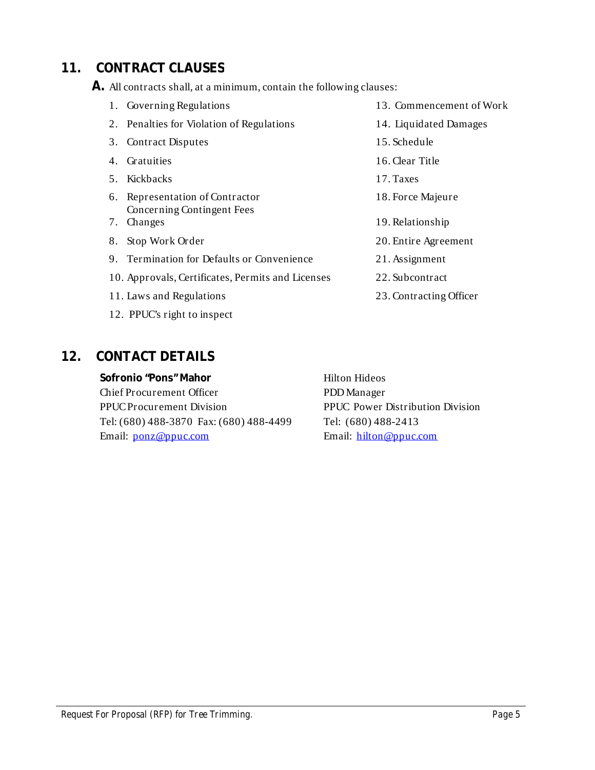## 11. CONTRACT CLAUSES

**A.** All contracts shall, at a minimum, contain the following clauses:

1. Governing Regulations
2. Penalties for Violation of Regulations
3. Contract Disputes
4. Gratuities
5. Kickbacks
6. Representation of Contractor Concerning Contingent Fees
7. Changes
8. Stop Work Order
9. Termination for Defaults or Convenience
10. Approvals, Certificates, Permits and Licenses
11. Laws and Regulations
12. PPUC's right to inspect
13. Commencement of Work
14. Liquidated Damages
15. Schedule
16. Clear Title
17. Taxes
18. Force Majeure
19. Relationship
20. Entire Agreement
21. Assignment
22. Subcontract
23. Contracting Officer

## 12. CONTACT DETAILS

**Sofronio "Pons" Mahor**
Chief Procurement Officer
PPUC Procurement Division
Tel: (680) 488-3870 Fax: (680) 488-4499
Email: ponz@ppuc.com

Hilton Hideos
PDD Manager
PPUC Power Distribution Division
Tel: (680) 488-2413
Email: hilton@ppuc.com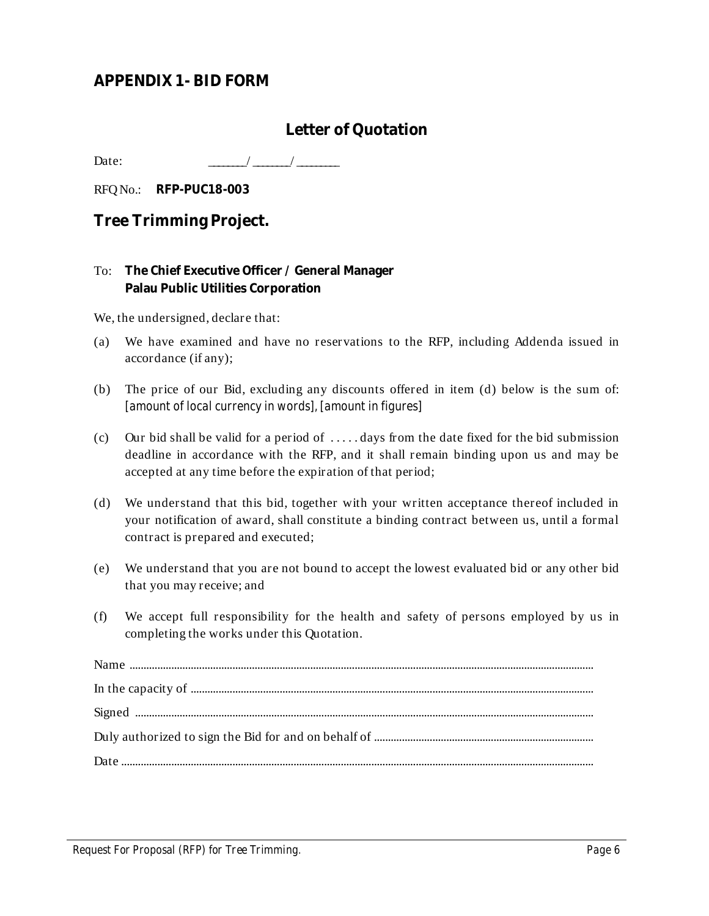## APPENDIX 1- BID FORM

### Letter of Quotation

Date: _______/ _______/ ________

RFQ No.: **RFP-PUC18-003**

## Tree Trimming Project.

To: **The Chief Executive Officer / General Manager**
**Palau Public Utilities Corporation**

We, the undersigned, declare that:

(a) We have examined and have no reservations to the RFP, including Addenda issued in accordance (if any);

(b) The price of our Bid, excluding any discounts offered in item (d) below is the sum of: *[amount of local currency in words], [amount in figures]*

(c) Our bid shall be valid for a period of ..... days from the date fixed for the bid submission deadline in accordance with the RFP, and it shall remain binding upon us and may be accepted at any time before the expiration of that period;

(d) We understand that this bid, together with your written acceptance thereof included in your notification of award, shall constitute a binding contract between us, until a formal contract is prepared and executed;

(e) We understand that you are not bound to accept the lowest evaluated bid or any other bid that you may receive; and

(f) We accept full responsibility for the health and safety of persons employed by us in completing the works under this Quotation.

Name ..................................................................................................................................................................

In the capacity of ...............................................................................................................................................

Signed .................................................................................................................................................................

Duly authorized to sign the Bid for and on behalf of ...........................................................................

Date .....................................................................................................................................................................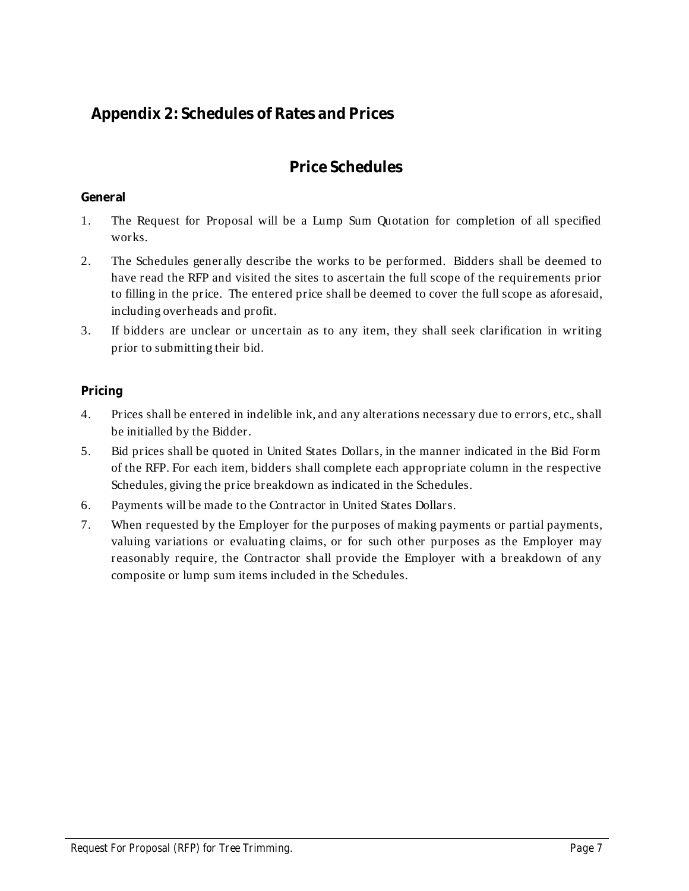## Appendix 2: Schedules of Rates and Prices

### Price Schedules

**General**

1. The Request for Proposal will be a Lump Sum Quotation for completion of all specified works.
2. The Schedules generally describe the works to be performed. Bidders shall be deemed to have read the RFP and visited the sites to ascertain the full scope of the requirements prior to filling in the price. The entered price shall be deemed to cover the full scope as aforesaid, including overheads and profit.
3. If bidders are unclear or uncertain as to any item, they shall seek clarification in writing prior to submitting their bid.

**Pricing**

4. Prices shall be entered in indelible ink, and any alterations necessary due to errors, etc., shall be initialled by the Bidder.
5. Bid prices shall be quoted in United States Dollars, in the manner indicated in the Bid Form of the RFP. For each item, bidders shall complete each appropriate column in the respective Schedules, giving the price breakdown as indicated in the Schedules.
6. Payments will be made to the Contractor in United States Dollars.
7. When requested by the Employer for the purposes of making payments or partial payments, valuing variations or evaluating claims, or for such other purposes as the Employer may reasonably require, the Contractor shall provide the Employer with a breakdown of any composite or lump sum items included in the Schedules.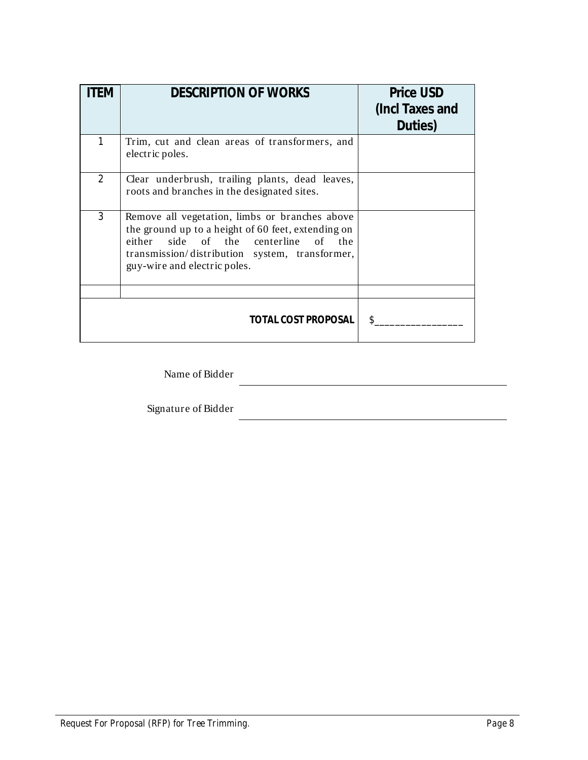| ITEM | DESCRIPTION OF WORKS | Price USD (Incl Taxes and Duties) |
|---|---|---|
| 1 | Trim, cut and clean areas of transformers, and electric poles. | |
| 2 | Clear underbrush, trailing plants, dead leaves, roots and branches in the designated sites. | |
| 3 | Remove all vegetation, limbs or branches above the ground up to a height of 60 feet, extending on either side of the centerline of the transmission/distribution system, transformer, guy-wire and electric poles. | |
| | | |
| | **TOTAL COST PROPOSAL** | $_________________ |

Name of Bidder ______________________________

Signature of Bidder ______________________________